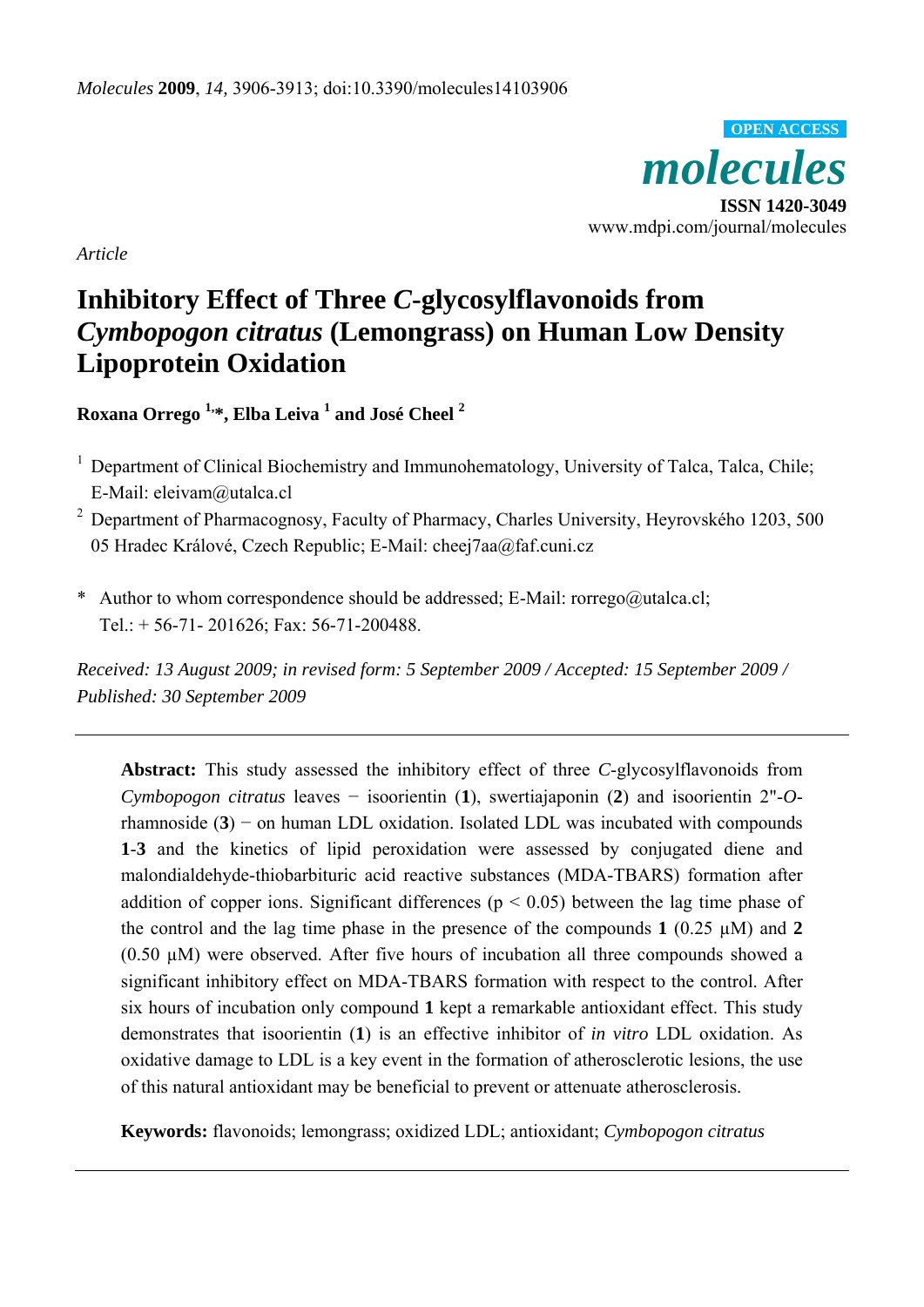*Article*

# Inhibitory Effect of Three *C*-glycosylflavonoids from *Cymbopogon citratus* (Lemongrass) on Human Low Density Lipoprotein Oxidation

**Roxana Orrego [1,*], Elba Leiva [1] and José Cheel [2]**

[1] Department of Clinical Biochemistry and Immunohematology, University of Talca, Talca, Chile; E-Mail: eleivam@utalca.cl

[2] Department of Pharmacognosy, Faculty of Pharmacy, Charles University, Heyrovského 1203, 500 05 Hradec Králové, Czech Republic; E-Mail: cheej7aa@faf.cuni.cz

\* Author to whom correspondence should be addressed; E-Mail: rorrego@utalca.cl; Tel.: + 56-71- 201626; Fax: 56-71-200488.

*Received: 13 August 2009; in revised form: 5 September 2009 / Accepted: 15 September 2009 / Published: 30 September 2009*

---

**Abstract:** This study assessed the inhibitory effect of three *C*-glycosylflavonoids from *Cymbopogon citratus* leaves − isoorientin (**1**), swertiajaponin (**2**) and isoorientin 2"-*O*-rhamnoside (**3**) − on human LDL oxidation. Isolated LDL was incubated with compounds **1**-**3** and the kinetics of lipid peroxidation were assessed by conjugated diene and malondialdehyde-thiobarbituric acid reactive substances (MDA-TBARS) formation after addition of copper ions. Significant differences ($p < 0.05$) between the lag time phase of the control and the lag time phase in the presence of the compounds **1** (0.25 µM) and **2** (0.50 µM) were observed. After five hours of incubation all three compounds showed a significant inhibitory effect on MDA-TBARS formation with respect to the control. After six hours of incubation only compound **1** kept a remarkable antioxidant effect. This study demonstrates that isoorientin (**1**) is an effective inhibitor of *in vitro* LDL oxidation. As oxidative damage to LDL is a key event in the formation of atherosclerotic lesions, the use of this natural antioxidant may be beneficial to prevent or attenuate atherosclerosis.

**Keywords:** flavonoids; lemongrass; oxidized LDL; antioxidant; *Cymbopogon citratus*

---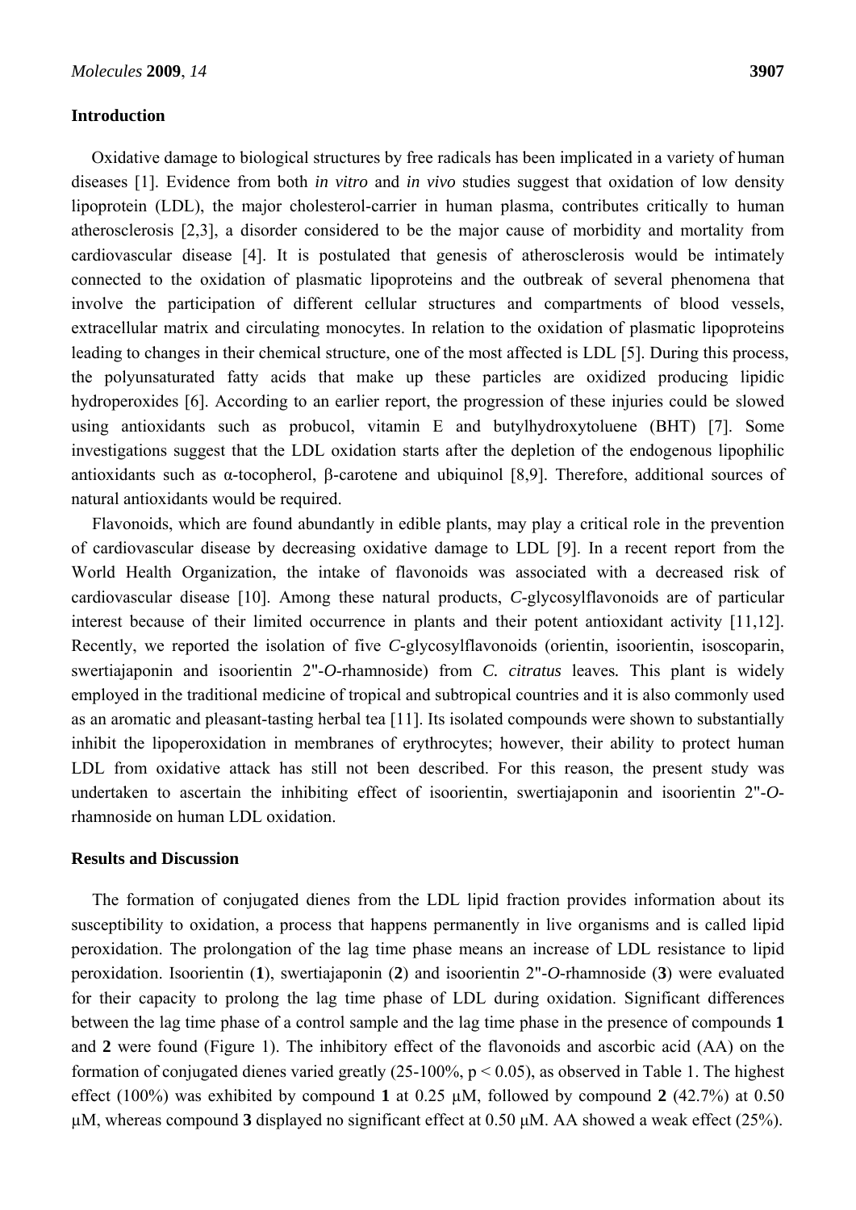## Introduction

Oxidative damage to biological structures by free radicals has been implicated in a variety of human diseases [1]. Evidence from both *in vitro* and *in vivo* studies suggest that oxidation of low density lipoprotein (LDL), the major cholesterol-carrier in human plasma, contributes critically to human atherosclerosis [2,3], a disorder considered to be the major cause of morbidity and mortality from cardiovascular disease [4]. It is postulated that genesis of atherosclerosis would be intimately connected to the oxidation of plasmatic lipoproteins and the outbreak of several phenomena that involve the participation of different cellular structures and compartments of blood vessels, extracellular matrix and circulating monocytes. In relation to the oxidation of plasmatic lipoproteins leading to changes in their chemical structure, one of the most affected is LDL [5]. During this process, the polyunsaturated fatty acids that make up these particles are oxidized producing lipidic hydroperoxides [6]. According to an earlier report, the progression of these injuries could be slowed using antioxidants such as probucol, vitamin E and butylhydroxytoluene (BHT) [7]. Some investigations suggest that the LDL oxidation starts after the depletion of the endogenous lipophilic antioxidants such as α-tocopherol, β-carotene and ubiquinol [8,9]. Therefore, additional sources of natural antioxidants would be required.

Flavonoids, which are found abundantly in edible plants, may play a critical role in the prevention of cardiovascular disease by decreasing oxidative damage to LDL [9]. In a recent report from the World Health Organization, the intake of flavonoids was associated with a decreased risk of cardiovascular disease [10]. Among these natural products, *C*-glycosylflavonoids are of particular interest because of their limited occurrence in plants and their potent antioxidant activity [11,12]. Recently, we reported the isolation of five *C*-glycosylflavonoids (orientin, isoorientin, isoscoparin, swertiajaponin and isoorientin 2''-*O*-rhamnoside) from *C. citratus* leaves*.* This plant is widely employed in the traditional medicine of tropical and subtropical countries and it is also commonly used as an aromatic and pleasant-tasting herbal tea [11]. Its isolated compounds were shown to substantially inhibit the lipoperoxidation in membranes of erythrocytes; however, their ability to protect human LDL from oxidative attack has still not been described. For this reason, the present study was undertaken to ascertain the inhibiting effect of isoorientin, swertiajaponin and isoorientin 2''-*O*-rhamnoside on human LDL oxidation.

## Results and Discussion

The formation of conjugated dienes from the LDL lipid fraction provides information about its susceptibility to oxidation, a process that happens permanently in live organisms and is called lipid peroxidation. The prolongation of the lag time phase means an increase of LDL resistance to lipid peroxidation. Isoorientin (**1**), swertiajaponin (**2**) and isoorientin 2''-*O*-rhamnoside (**3**) were evaluated for their capacity to prolong the lag time phase of LDL during oxidation. Significant differences between the lag time phase of a control sample and the lag time phase in the presence of compounds **1** and **2** were found (Figure 1). The inhibitory effect of the flavonoids and ascorbic acid (AA) on the formation of conjugated dienes varied greatly (25-100%, $p < 0.05$), as observed in Table 1. The highest effect (100%) was exhibited by compound **1** at 0.25 μM, followed by compound **2** (42.7%) at 0.50 μM, whereas compound **3** displayed no significant effect at 0.50 μM. AA showed a weak effect (25%).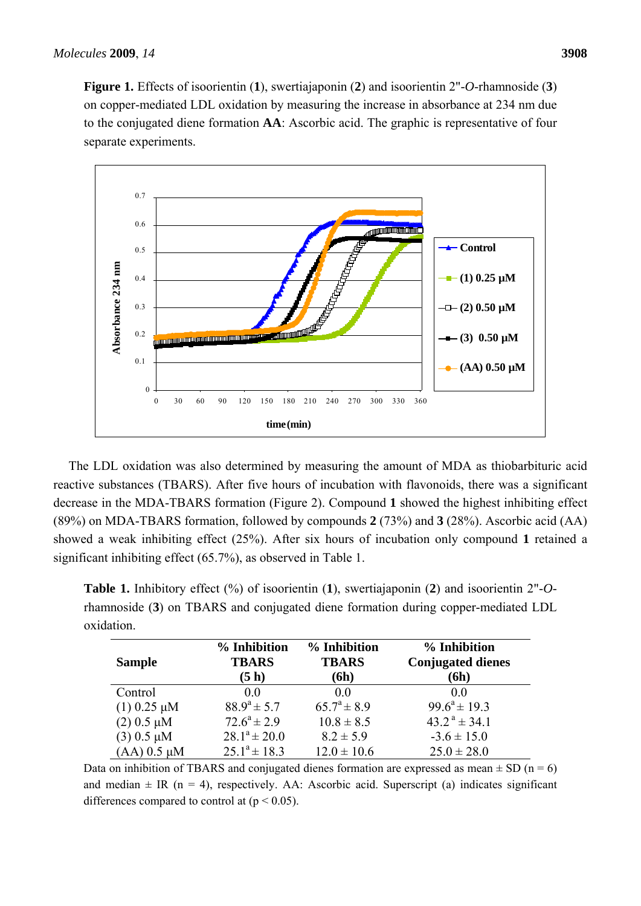**Figure 1.** Effects of isoorientin (**1**), swertiajaponin (**2**) and isoorientin 2"-*O*-rhamnoside (**3**) on copper-mediated LDL oxidation by measuring the increase in absorbance at 234 nm due to the conjugated diene formation **AA**: Ascorbic acid. The graphic is representative of four separate experiments.

The LDL oxidation was also determined by measuring the amount of MDA as thiobarbituric acid reactive substances (TBARS). After five hours of incubation with flavonoids, there was a significant decrease in the MDA-TBARS formation (Figure 2). Compound **1** showed the highest inhibiting effect (89%) on MDA-TBARS formation, followed by compounds **2** (73%) and **3** (28%). Ascorbic acid (AA) showed a weak inhibiting effect (25%). After six hours of incubation only compound **1** retained a significant inhibiting effect (65.7%), as observed in Table 1.

**Table 1.** Inhibitory effect (%) of isoorientin (**1**), swertiajaponin (**2**) and isoorientin 2"-*O*-rhamnoside (**3**) on TBARS and conjugated diene formation during copper-mediated LDL oxidation.

| Sample | % Inhibition TBARS (5 h) | % Inhibition TBARS (6h) | % Inhibition Conjugated dienes (6h) |
|---|---|---|---|
| Control | 0.0 | 0.0 | 0.0 |
| (1) 0.25 µM | 88.9[a] ± 5.7 | 65.7[a] ± 8.9 | 99.6[a] ± 19.3 |
| (2) 0.5 µM | 72.6[a] ± 2.9 | 10.8 ± 8.5 | 43.2[a] ± 34.1 |
| (3) 0.5 µM | 28.1[a] ± 20.0 | 8.2 ± 5.9 | -3.6 ± 15.0 |
| (AA) 0.5 µM | 25.1[a] ± 18.3 | 12.0 ± 10.6 | 25.0 ± 28.0 |

Data on inhibition of TBARS and conjugated dienes formation are expressed as mean ± SD (n = 6) and median ± IR (n = 4), respectively. AA: Ascorbic acid. Superscript (a) indicates significant differences compared to control at ($p < 0.05$).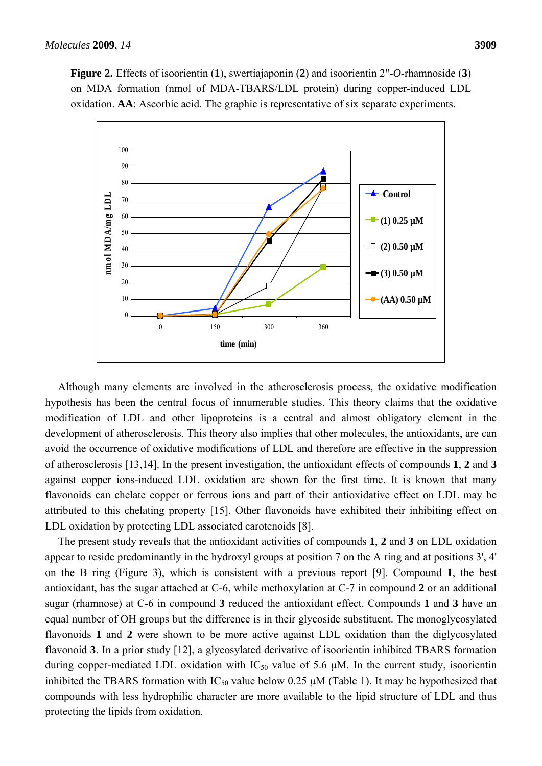**Figure 2.** Effects of isoorientin (**1**), swertiajaponin (**2**) and isoorientin 2''-*O*-rhamnoside (**3**) on MDA formation (nmol of MDA-TBARS/LDL protein) during copper-induced LDL oxidation. **AA**: Ascorbic acid. The graphic is representative of six separate experiments.

Although many elements are involved in the atherosclerosis process, the oxidative modification hypothesis has been the central focus of innumerable studies. This theory claims that the oxidative modification of LDL and other lipoproteins is a central and almost obligatory element in the development of atherosclerosis. This theory also implies that other molecules, the antioxidants, are can avoid the occurrence of oxidative modifications of LDL and therefore are effective in the suppression of atherosclerosis [13,14]. In the present investigation, the antioxidant effects of compounds **1**, **2** and **3** against copper ions-induced LDL oxidation are shown for the first time. It is known that many flavonoids can chelate copper or ferrous ions and part of their antioxidative effect on LDL may be attributed to this chelating property [15]. Other flavonoids have exhibited their inhibiting effect on LDL oxidation by protecting LDL associated carotenoids [8].

The present study reveals that the antioxidant activities of compounds **1**, **2** and **3** on LDL oxidation appear to reside predominantly in the hydroxyl groups at position 7 on the A ring and at positions 3', 4' on the B ring (Figure 3), which is consistent with a previous report [9]. Compound **1**, the best antioxidant, has the sugar attached at C-6, while methoxylation at C-7 in compound **2** or an additional sugar (rhamnose) at C-6 in compound **3** reduced the antioxidant effect. Compounds **1** and **3** have an equal number of OH groups but the difference is in their glycoside substituent. The monoglycosylated flavonoids **1** and **2** were shown to be more active against LDL oxidation than the diglycosylated flavonoid **3**. In a prior study [12], a glycosylated derivative of isoorientin inhibited TBARS formation during copper-mediated LDL oxidation with $IC_{50}$ value of 5.6 µM. In the current study, isoorientin inhibited the TBARS formation with $IC_{50}$ value below 0.25 µM (Table 1). It may be hypothesized that compounds with less hydrophilic character are more available to the lipid structure of LDL and thus protecting the lipids from oxidation.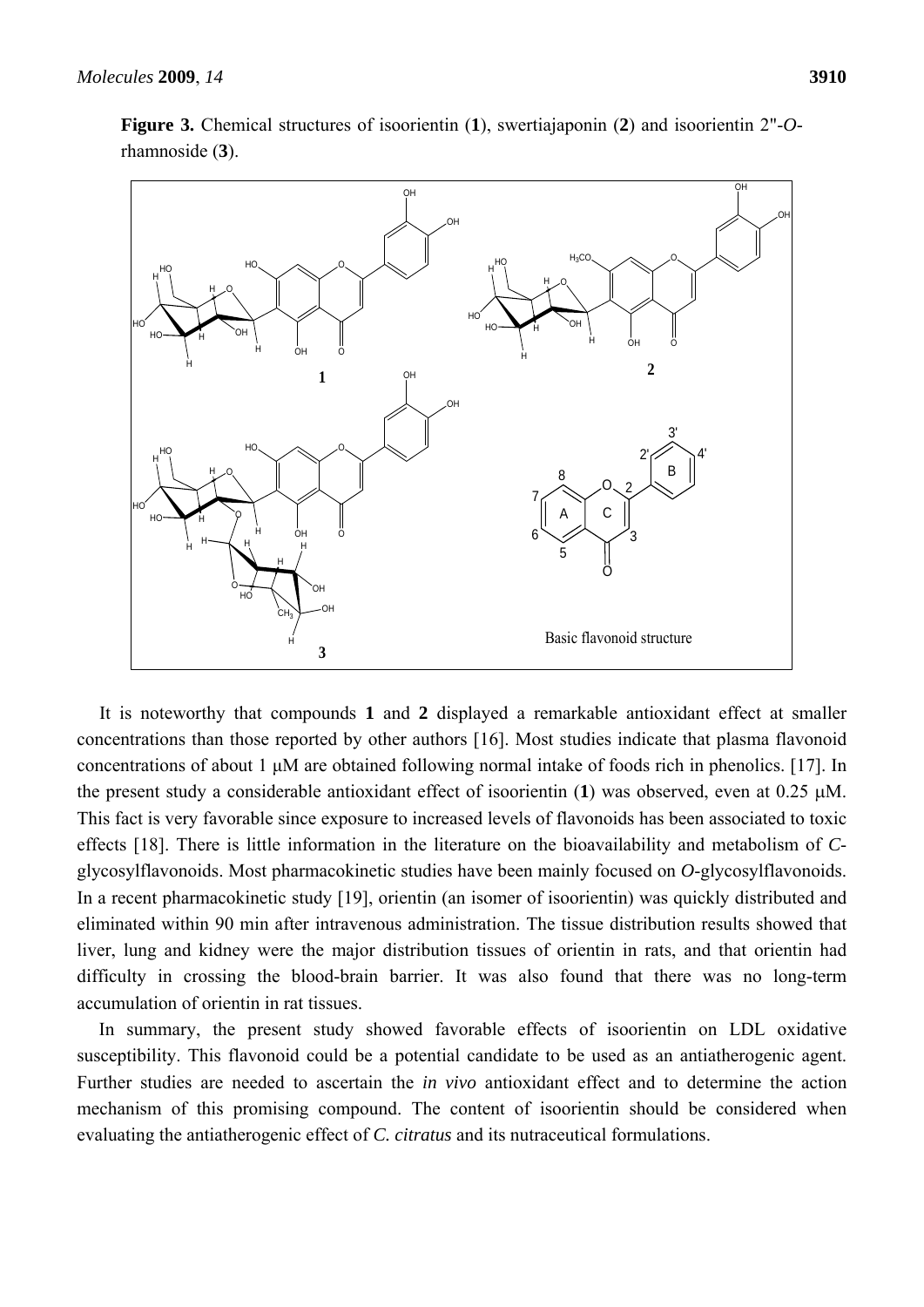**Figure 3.** Chemical structures of isoorientin (**1**), swertiajaponin (**2**) and isoorientin 2"-*O*-rhamnoside (**3**).

It is noteworthy that compounds **1** and **2** displayed a remarkable antioxidant effect at smaller concentrations than those reported by other authors [16]. Most studies indicate that plasma flavonoid concentrations of about 1 μM are obtained following normal intake of foods rich in phenolics. [17]. In the present study a considerable antioxidant effect of isoorientin (**1**) was observed, even at 0.25 μM. This fact is very favorable since exposure to increased levels of flavonoids has been associated to toxic effects [18]. There is little information in the literature on the bioavailability and metabolism of *C*-glycosylflavonoids. Most pharmacokinetic studies have been mainly focused on *O*-glycosylflavonoids. In a recent pharmacokinetic study [19], orientin (an isomer of isoorientin) was quickly distributed and eliminated within 90 min after intravenous administration. The tissue distribution results showed that liver, lung and kidney were the major distribution tissues of orientin in rats, and that orientin had difficulty in crossing the blood-brain barrier. It was also found that there was no long-term accumulation of orientin in rat tissues.

In summary, the present study showed favorable effects of isoorientin on LDL oxidative susceptibility. This flavonoid could be a potential candidate to be used as an antiatherogenic agent. Further studies are needed to ascertain the *in vivo* antioxidant effect and to determine the action mechanism of this promising compound. The content of isoorientin should be considered when evaluating the antiatherogenic effect of *C. citratus* and its nutraceutical formulations.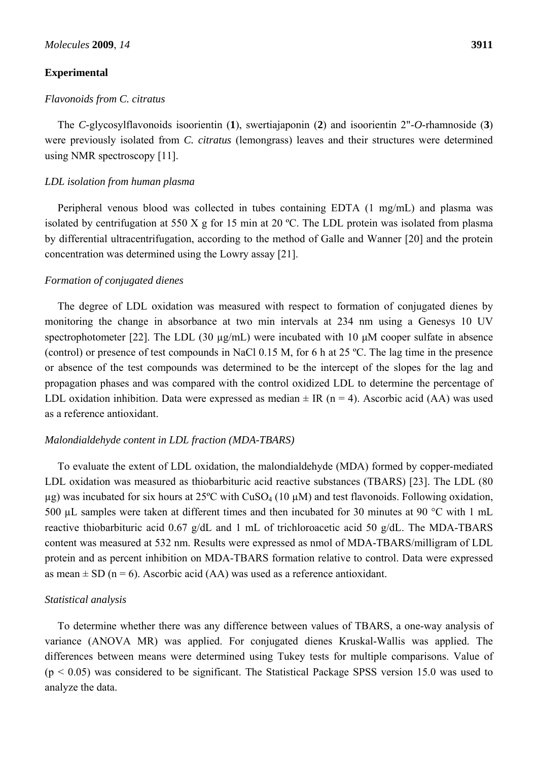## Experimental

### *Flavonoids from C. citratus*

The *C*-glycosylflavonoids isoorientin (**1**), swertiajaponin (**2**) and isoorientin 2''-*O*-rhamnoside (**3**) were previously isolated from *C. citratus* (lemongrass) leaves and their structures were determined using NMR spectroscopy [11].

### *LDL isolation from human plasma*

Peripheral venous blood was collected in tubes containing EDTA (1 mg/mL) and plasma was isolated by centrifugation at 550 X g for 15 min at 20 ºC. The LDL protein was isolated from plasma by differential ultracentrifugation, according to the method of Galle and Wanner [20] and the protein concentration was determined using the Lowry assay [21].

### *Formation of conjugated dienes*

The degree of LDL oxidation was measured with respect to formation of conjugated dienes by monitoring the change in absorbance at two min intervals at 234 nm using a Genesys 10 UV spectrophotometer [22]. The LDL (30 μg/mL) were incubated with 10 μM cooper sulfate in absence (control) or presence of test compounds in NaCl 0.15 M, for 6 h at 25 ºC. The lag time in the presence or absence of the test compounds was determined to be the intercept of the slopes for the lag and propagation phases and was compared with the control oxidized LDL to determine the percentage of LDL oxidation inhibition. Data were expressed as median ± IR (n = 4). Ascorbic acid (AA) was used as a reference antioxidant.

### *Malondialdehyde content in LDL fraction (MDA-TBARS)*

To evaluate the extent of LDL oxidation, the malondialdehyde (MDA) formed by copper-mediated LDL oxidation was measured as thiobarbituric acid reactive substances (TBARS) [23]. The LDL (80 μg) was incubated for six hours at 25ºC with $CuSO_4$ (10 μM) and test flavonoids. Following oxidation, 500 μL samples were taken at different times and then incubated for 30 minutes at 90 °C with 1 mL reactive thiobarbituric acid 0.67 g/dL and 1 mL of trichloroacetic acid 50 g/dL. The MDA-TBARS content was measured at 532 nm. Results were expressed as nmol of MDA-TBARS/milligram of LDL protein and as percent inhibition on MDA-TBARS formation relative to control. Data were expressed as mean ± SD (n = 6). Ascorbic acid (AA) was used as a reference antioxidant.

### *Statistical analysis*

To determine whether there was any difference between values of TBARS, a one-way analysis of variance (ANOVA MR) was applied. For conjugated dienes Kruskal-Wallis was applied. The differences between means were determined using Tukey tests for multiple comparisons. Value of ($p < 0.05$) was considered to be significant. The Statistical Package SPSS version 15.0 was used to analyze the data.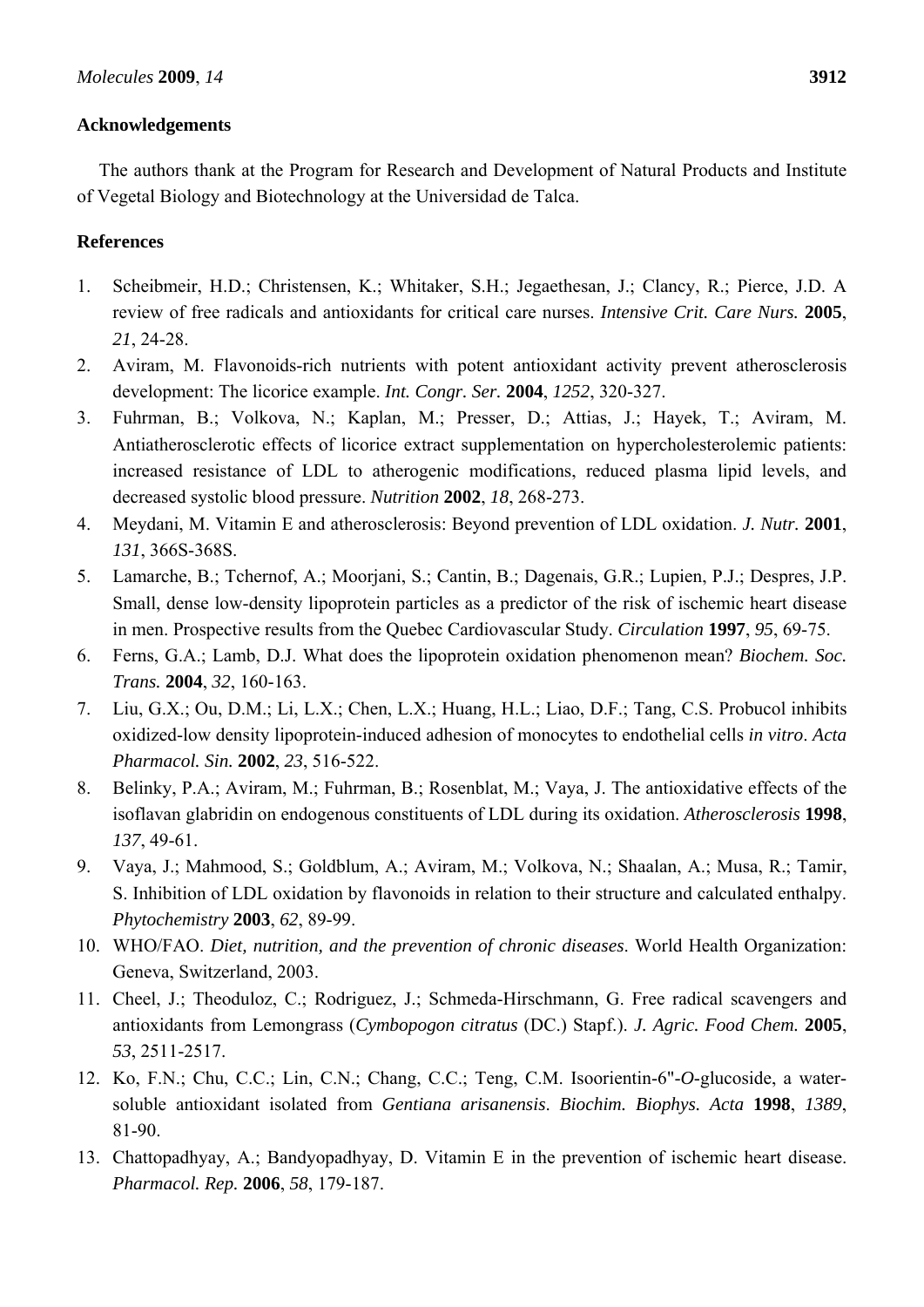## Acknowledgements

The authors thank at the Program for Research and Development of Natural Products and Institute of Vegetal Biology and Biotechnology at the Universidad de Talca.

## References

1. Scheibmeir, H.D.; Christensen, K.; Whitaker, S.H.; Jegaethesan, J.; Clancy, R.; Pierce, J.D. A review of free radicals and antioxidants for critical care nurses. *Intensive Crit. Care Nurs.* **2005**, *21*, 24-28.
2. Aviram, M. Flavonoids-rich nutrients with potent antioxidant activity prevent atherosclerosis development: The licorice example. *Int. Congr. Ser.* **2004**, *1252*, 320-327.
3. Fuhrman, B.; Volkova, N.; Kaplan, M.; Presser, D.; Attias, J.; Hayek, T.; Aviram, M. Antiatherosclerotic effects of licorice extract supplementation on hypercholesterolemic patients: increased resistance of LDL to atherogenic modifications, reduced plasma lipid levels, and decreased systolic blood pressure. *Nutrition* **2002**, *18*, 268-273.
4. Meydani, M. Vitamin E and atherosclerosis: Beyond prevention of LDL oxidation. *J. Nutr.* **2001**, *131*, 366S-368S.
5. Lamarche, B.; Tchernof, A.; Moorjani, S.; Cantin, B.; Dagenais, G.R.; Lupien, P.J.; Despres, J.P. Small, dense low-density lipoprotein particles as a predictor of the risk of ischemic heart disease in men. Prospective results from the Quebec Cardiovascular Study. *Circulation* **1997**, *95*, 69-75.
6. Ferns, G.A.; Lamb, D.J. What does the lipoprotein oxidation phenomenon mean? *Biochem. Soc. Trans.* **2004**, *32*, 160-163.
7. Liu, G.X.; Ou, D.M.; Li, L.X.; Chen, L.X.; Huang, H.L.; Liao, D.F.; Tang, C.S. Probucol inhibits oxidized-low density lipoprotein-induced adhesion of monocytes to endothelial cells *in vitro*. *Acta Pharmacol. Sin.* **2002**, *23*, 516-522.
8. Belinky, P.A.; Aviram, M.; Fuhrman, B.; Rosenblat, M.; Vaya, J. The antioxidative effects of the isoflavan glabridin on endogenous constituents of LDL during its oxidation. *Atherosclerosis* **1998**, *137*, 49-61.
9. Vaya, J.; Mahmood, S.; Goldblum, A.; Aviram, M.; Volkova, N.; Shaalan, A.; Musa, R.; Tamir, S. Inhibition of LDL oxidation by flavonoids in relation to their structure and calculated enthalpy. *Phytochemistry* **2003**, *62*, 89-99.
10. WHO/FAO. *Diet, nutrition, and the prevention of chronic diseases*. World Health Organization: Geneva, Switzerland, 2003.
11. Cheel, J.; Theoduloz, C.; Rodriguez, J.; Schmeda-Hirschmann, G. Free radical scavengers and antioxidants from Lemongrass (*Cymbopogon citratus* (DC.) Stapf.). *J. Agric. Food Chem.* **2005**, *53*, 2511-2517.
12. Ko, F.N.; Chu, C.C.; Lin, C.N.; Chang, C.C.; Teng, C.M. Isoorientin-6"-*O*-glucoside, a water-soluble antioxidant isolated from *Gentiana arisanensis*. *Biochim. Biophys. Acta* **1998**, *1389*, 81-90.
13. Chattopadhyay, A.; Bandyopadhyay, D. Vitamin E in the prevention of ischemic heart disease. *Pharmacol. Rep.* **2006**, *58*, 179-187.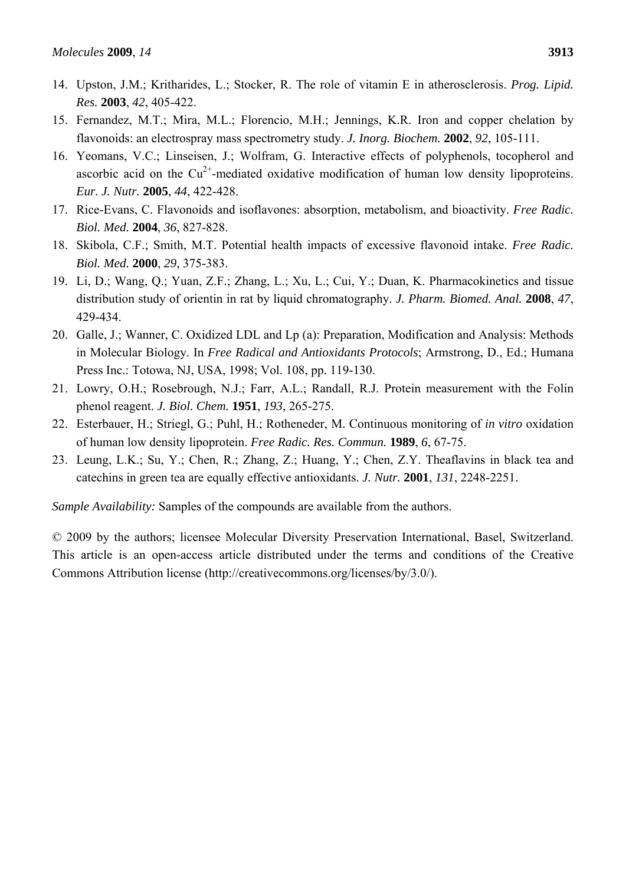14. Upston, J.M.; Kritharides, L.; Stocker, R. The role of vitamin E in atherosclerosis. *Prog. Lipid. Res.* **2003**, *42*, 405-422.
15. Fernandez, M.T.; Mira, M.L.; Florencio, M.H.; Jennings, K.R. Iron and copper chelation by flavonoids: an electrospray mass spectrometry study. *J. Inorg. Biochem.* **2002**, *92*, 105-111.
16. Yeomans, V.C.; Linseisen, J.; Wolfram, G. Interactive effects of polyphenols, tocopherol and ascorbic acid on the $Cu^{2+}$-mediated oxidative modification of human low density lipoproteins. *Eur. J. Nutr.* **2005**, *44*, 422-428.
17. Rice-Evans, C. Flavonoids and isoflavones: absorption, metabolism, and bioactivity. *Free Radic. Biol. Med.* **2004**, *36*, 827-828.
18. Skibola, C.F.; Smith, M.T. Potential health impacts of excessive flavonoid intake. *Free Radic. Biol. Med.* **2000**, *29*, 375-383.
19. Li, D.; Wang, Q.; Yuan, Z.F.; Zhang, L.; Xu, L.; Cui, Y.; Duan, K. Pharmacokinetics and tissue distribution study of orientin in rat by liquid chromatography. *J. Pharm. Biomed. Anal.* **2008**, *47*, 429-434.
20. Galle, J.; Wanner, C. Oxidized LDL and Lp (a): Preparation, Modification and Analysis: Methods in Molecular Biology. In *Free Radical and Antioxidants Protocols*; Armstrong, D., Ed.; Humana Press Inc.: Totowa, NJ, USA, 1998; Vol. 108, pp. 119-130.
21. Lowry, O.H.; Rosebrough, N.J.; Farr, A.L.; Randall, R.J. Protein measurement with the Folin phenol reagent. *J. Biol. Chem.* **1951**, *193*, 265-275.
22. Esterbauer, H.; Striegl, G.; Puhl, H.; Rotheneder, M. Continuous monitoring of *in vitro* oxidation of human low density lipoprotein. *Free Radic. Res. Commun.* **1989**, *6*, 67-75.
23. Leung, L.K.; Su, Y.; Chen, R.; Zhang, Z.; Huang, Y.; Chen, Z.Y. Theaflavins in black tea and catechins in green tea are equally effective antioxidants. *J. Nutr.* **2001**, *131*, 2248-2251.

*Sample Availability:* Samples of the compounds are available from the authors.

© 2009 by the authors; licensee Molecular Diversity Preservation International, Basel, Switzerland. This article is an open-access article distributed under the terms and conditions of the Creative Commons Attribution license (http://creativecommons.org/licenses/by/3.0/).